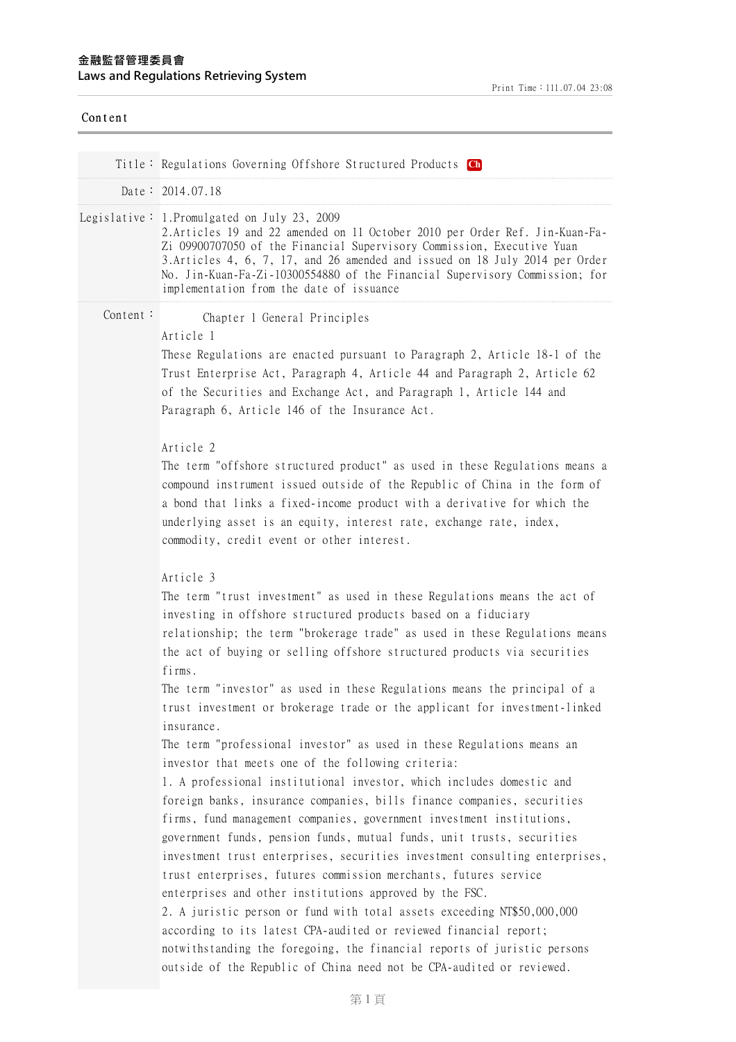金融監督管理委員會
Laws and Regulations Retrieving System

Content

| | |
|---|---|
| Title： | Regulations Governing Offshore Structured Products Ch |
| Date： | 2014.07.18 |
| Legislative： | 1.Promulgated on July 23, 2009<br>2.Articles 19 and 22 amended on 11 October 2010 per Order Ref. Jin-Kuan-Fa-Zi 09900707050 of the Financial Supervisory Commission, Executive Yuan<br>3.Articles 4, 6, 7, 17, and 26 amended and issued on 18 July 2014 per Order No. Jin-Kuan-Fa-Zi-10300554880 of the Financial Supervisory Commission; for implementation from the date of issuance |

Content：

## Chapter 1 General Principles

### Article 1

These Regulations are enacted pursuant to Paragraph 2, Article 18-1 of the Trust Enterprise Act, Paragraph 4, Article 44 and Paragraph 2, Article 62 of the Securities and Exchange Act, and Paragraph 1, Article 144 and Paragraph 6, Article 146 of the Insurance Act.

### Article 2

The term "offshore structured product" as used in these Regulations means a compound instrument issued outside of the Republic of China in the form of a bond that links a fixed-income product with a derivative for which the underlying asset is an equity, interest rate, exchange rate, index, commodity, credit event or other interest.

### Article 3

The term "trust investment" as used in these Regulations means the act of investing in offshore structured products based on a fiduciary relationship; the term "brokerage trade" as used in these Regulations means the act of buying or selling offshore structured products via securities firms.

The term "investor" as used in these Regulations means the principal of a trust investment or brokerage trade or the applicant for investment-linked insurance.

The term "professional investor" as used in these Regulations means an investor that meets one of the following criteria:

1. A professional institutional investor, which includes domestic and foreign banks, insurance companies, bills finance companies, securities firms, fund management companies, government investment institutions, government funds, pension funds, mutual funds, unit trusts, securities investment trust enterprises, securities investment consulting enterprises, trust enterprises, futures commission merchants, futures service enterprises and other institutions approved by the FSC.
2. A juristic person or fund with total assets exceeding NT$50,000,000 according to its latest CPA-audited or reviewed financial report; notwithstanding the foregoing, the financial reports of juristic persons outside of the Republic of China need not be CPA-audited or reviewed.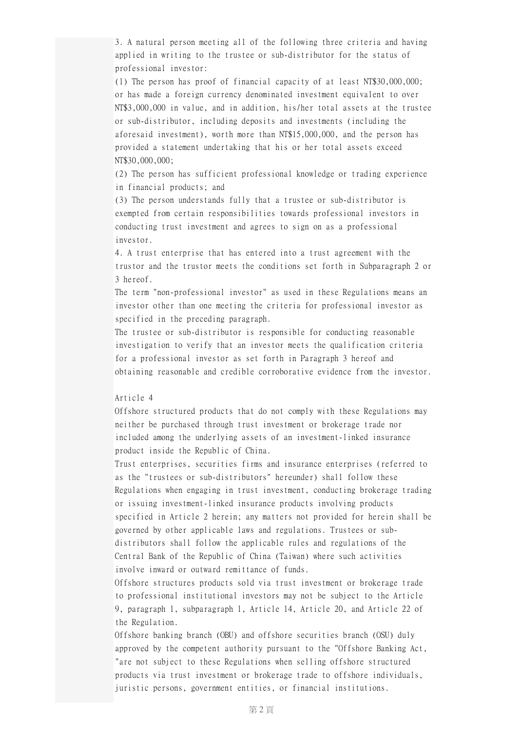3. A natural person meeting all of the following three criteria and having applied in writing to the trustee or sub-distributor for the status of professional investor:

(1) The person has proof of financial capacity of at least NT$30,000,000; or has made a foreign currency denominated investment equivalent to over NT$3,000,000 in value, and in addition, his/her total assets at the trustee or sub-distributor, including deposits and investments (including the aforesaid investment), worth more than NT$15,000,000, and the person has provided a statement undertaking that his or her total assets exceed NT$30,000,000;

(2) The person has sufficient professional knowledge or trading experience in financial products; and

(3) The person understands fully that a trustee or sub-distributor is exempted from certain responsibilities towards professional investors in conducting trust investment and agrees to sign on as a professional investor.

4. A trust enterprise that has entered into a trust agreement with the trustor and the trustor meets the conditions set forth in Subparagraph 2 or 3 hereof.

The term "non-professional investor" as used in these Regulations means an investor other than one meeting the criteria for professional investor as specified in the preceding paragraph.

The trustee or sub-distributor is responsible for conducting reasonable investigation to verify that an investor meets the qualification criteria for a professional investor as set forth in Paragraph 3 hereof and obtaining reasonable and credible corroborative evidence from the investor.

Article 4

Offshore structured products that do not comply with these Regulations may neither be purchased through trust investment or brokerage trade nor included among the underlying assets of an investment-linked insurance product inside the Republic of China.

Trust enterprises, securities firms and insurance enterprises (referred to as the "trustees or sub-distributors" hereunder) shall follow these Regulations when engaging in trust investment, conducting brokerage trading or issuing investment-linked insurance products involving products specified in Article 2 herein; any matters not provided for herein shall be governed by other applicable laws and regulations. Trustees or sub-distributors shall follow the applicable rules and regulations of the Central Bank of the Republic of China (Taiwan) where such activities involve inward or outward remittance of funds.

Offshore structures products sold via trust investment or brokerage trade to professional institutional investors may not be subject to the Article 9, paragraph 1, subparagraph 1, Article 14, Article 20, and Article 22 of the Regulation.

Offshore banking branch (OBU) and offshore securities branch (OSU) duly approved by the competent authority pursuant to the "Offshore Banking Act, "are not subject to these Regulations when selling offshore structured products via trust investment or brokerage trade to offshore individuals, juristic persons, government entities, or financial institutions.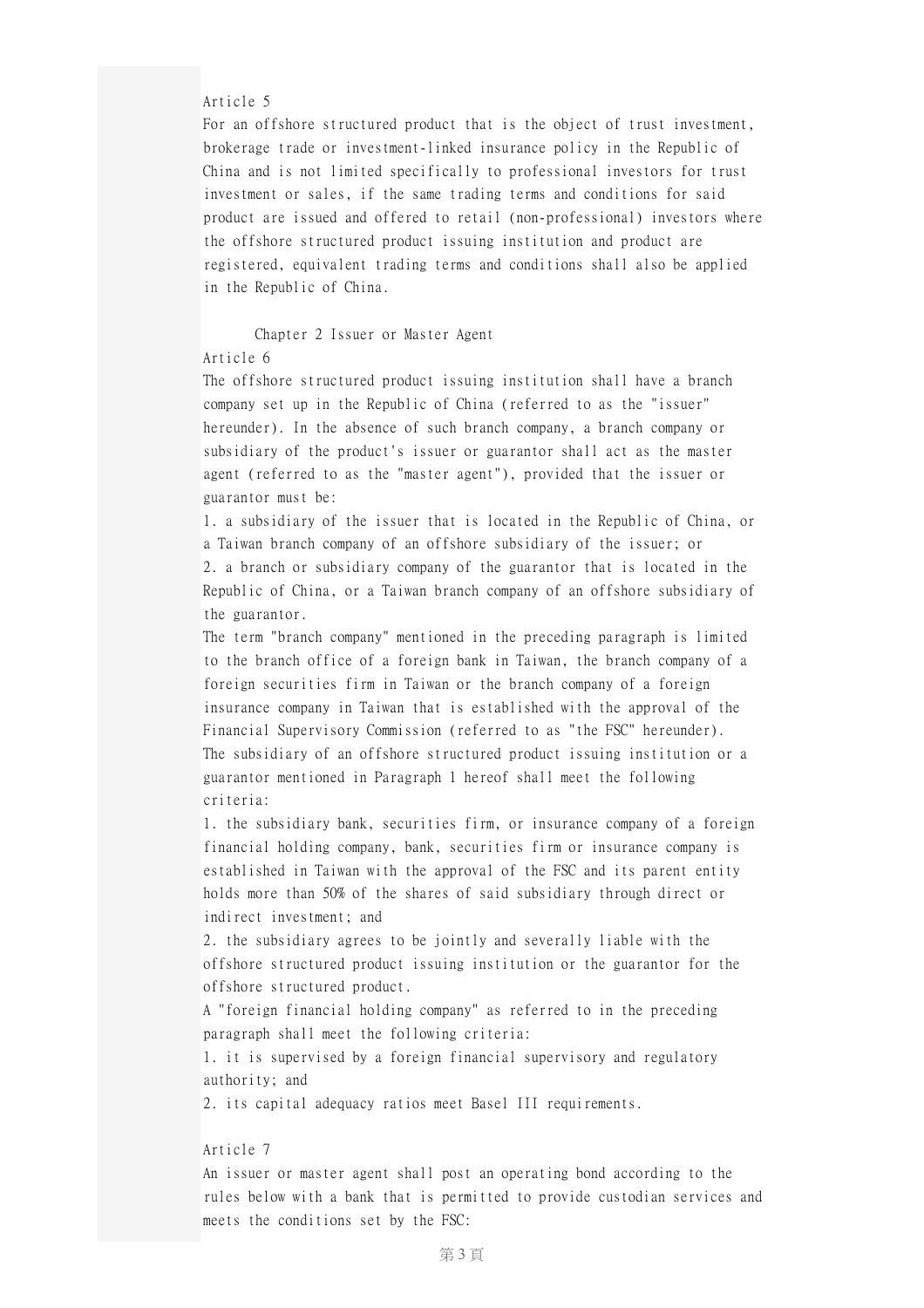Article 5

For an offshore structured product that is the object of trust investment, brokerage trade or investment-linked insurance policy in the Republic of China and is not limited specifically to professional investors for trust investment or sales, if the same trading terms and conditions for said product are issued and offered to retail (non-professional) investors where the offshore structured product issuing institution and product are registered, equivalent trading terms and conditions shall also be applied in the Republic of China.

## Chapter 2 Issuer or Master Agent

Article 6

The offshore structured product issuing institution shall have a branch company set up in the Republic of China (referred to as the "issuer" hereunder). In the absence of such branch company, a branch company or subsidiary of the product's issuer or guarantor shall act as the master agent (referred to as the "master agent"), provided that the issuer or guarantor must be:

1. a subsidiary of the issuer that is located in the Republic of China, or a Taiwan branch company of an offshore subsidiary of the issuer; or
2. a branch or subsidiary company of the guarantor that is located in the Republic of China, or a Taiwan branch company of an offshore subsidiary of the guarantor.

The term "branch company" mentioned in the preceding paragraph is limited to the branch office of a foreign bank in Taiwan, the branch company of a foreign securities firm in Taiwan or the branch company of a foreign insurance company in Taiwan that is established with the approval of the Financial Supervisory Commission (referred to as "the FSC" hereunder).

The subsidiary of an offshore structured product issuing institution or a guarantor mentioned in Paragraph 1 hereof shall meet the following criteria:

1. the subsidiary bank, securities firm, or insurance company of a foreign financial holding company, bank, securities firm or insurance company is established in Taiwan with the approval of the FSC and its parent entity holds more than 50% of the shares of said subsidiary through direct or indirect investment; and
2. the subsidiary agrees to be jointly and severally liable with the offshore structured product issuing institution or the guarantor for the offshore structured product.

A "foreign financial holding company" as referred to in the preceding paragraph shall meet the following criteria:

1. it is supervised by a foreign financial supervisory and regulatory authority; and
2. its capital adequacy ratios meet Basel III requirements.

Article 7

An issuer or master agent shall post an operating bond according to the rules below with a bank that is permitted to provide custodian services and meets the conditions set by the FSC: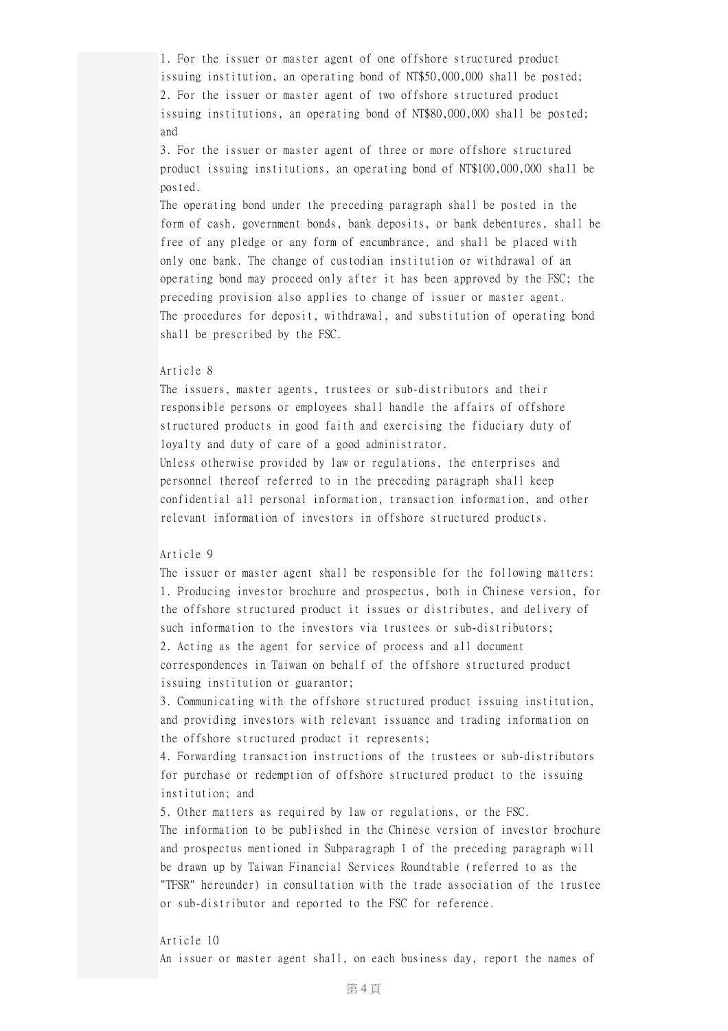1. For the issuer or master agent of one offshore structured product issuing institution, an operating bond of NT$50,000,000 shall be posted;
2. For the issuer or master agent of two offshore structured product issuing institutions, an operating bond of NT$80,000,000 shall be posted; and
3. For the issuer or master agent of three or more offshore structured product issuing institutions, an operating bond of NT$100,000,000 shall be posted.

The operating bond under the preceding paragraph shall be posted in the form of cash, government bonds, bank deposits, or bank debentures, shall be free of any pledge or any form of encumbrance, and shall be placed with only one bank. The change of custodian institution or withdrawal of an operating bond may proceed only after it has been approved by the FSC; the preceding provision also applies to change of issuer or master agent.

The procedures for deposit, withdrawal, and substitution of operating bond shall be prescribed by the FSC.

Article 8

The issuers, master agents, trustees or sub-distributors and their responsible persons or employees shall handle the affairs of offshore structured products in good faith and exercising the fiduciary duty of loyalty and duty of care of a good administrator.

Unless otherwise provided by law or regulations, the enterprises and personnel thereof referred to in the preceding paragraph shall keep confidential all personal information, transaction information, and other relevant information of investors in offshore structured products.

Article 9

The issuer or master agent shall be responsible for the following matters:

1. Producing investor brochure and prospectus, both in Chinese version, for the offshore structured product it issues or distributes, and delivery of such information to the investors via trustees or sub-distributors;
2. Acting as the agent for service of process and all document correspondences in Taiwan on behalf of the offshore structured product issuing institution or guarantor;
3. Communicating with the offshore structured product issuing institution, and providing investors with relevant issuance and trading information on the offshore structured product it represents;
4. Forwarding transaction instructions of the trustees or sub-distributors for purchase or redemption of offshore structured product to the issuing institution; and
5. Other matters as required by law or regulations, or the FSC.

The information to be published in the Chinese version of investor brochure and prospectus mentioned in Subparagraph 1 of the preceding paragraph will be drawn up by Taiwan Financial Services Roundtable (referred to as the "TFSR" hereunder) in consultation with the trade association of the trustee or sub-distributor and reported to the FSC for reference.

Article 10

An issuer or master agent shall, on each business day, report the names of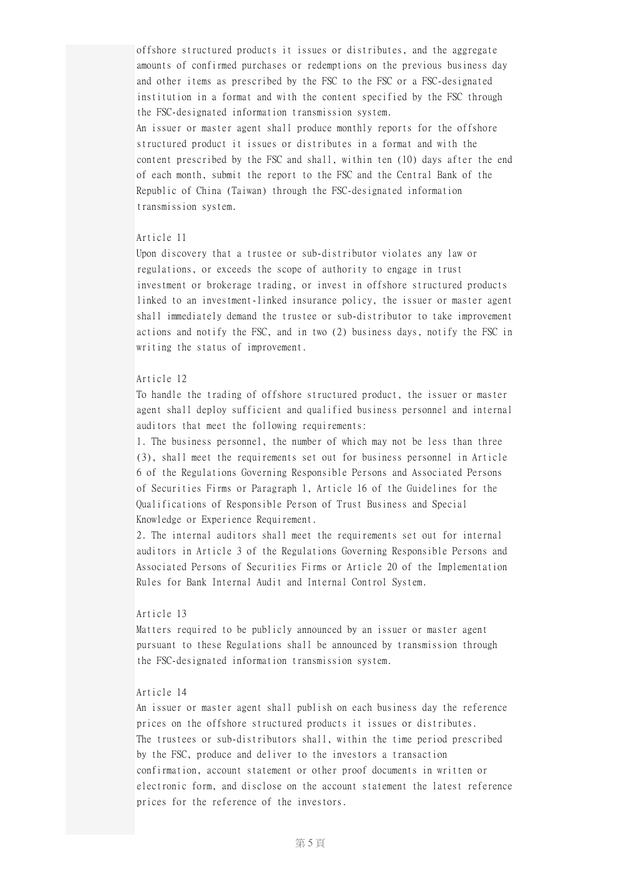offshore structured products it issues or distributes, and the aggregate amounts of confirmed purchases or redemptions on the previous business day and other items as prescribed by the FSC to the FSC or a FSC-designated institution in a format and with the content specified by the FSC through the FSC-designated information transmission system.

An issuer or master agent shall produce monthly reports for the offshore structured product it issues or distributes in a format and with the content prescribed by the FSC and shall, within ten (10) days after the end of each month, submit the report to the FSC and the Central Bank of the Republic of China (Taiwan) through the FSC-designated information transmission system.

Article 11

Upon discovery that a trustee or sub-distributor violates any law or regulations, or exceeds the scope of authority to engage in trust investment or brokerage trading, or invest in offshore structured products linked to an investment-linked insurance policy, the issuer or master agent shall immediately demand the trustee or sub-distributor to take improvement actions and notify the FSC, and in two (2) business days, notify the FSC in writing the status of improvement.

Article 12

To handle the trading of offshore structured product, the issuer or master agent shall deploy sufficient and qualified business personnel and internal auditors that meet the following requirements:

1. The business personnel, the number of which may not be less than three (3), shall meet the requirements set out for business personnel in Article 6 of the Regulations Governing Responsible Persons and Associated Persons of Securities Firms or Paragraph 1, Article 16 of the Guidelines for the Qualifications of Responsible Person of Trust Business and Special Knowledge or Experience Requirement.
2. The internal auditors shall meet the requirements set out for internal auditors in Article 3 of the Regulations Governing Responsible Persons and Associated Persons of Securities Firms or Article 20 of the Implementation Rules for Bank Internal Audit and Internal Control System.

Article 13

Matters required to be publicly announced by an issuer or master agent pursuant to these Regulations shall be announced by transmission through the FSC-designated information transmission system.

Article 14

An issuer or master agent shall publish on each business day the reference prices on the offshore structured products it issues or distributes.

The trustees or sub-distributors shall, within the time period prescribed by the FSC, produce and deliver to the investors a transaction confirmation, account statement or other proof documents in written or electronic form, and disclose on the account statement the latest reference prices for the reference of the investors.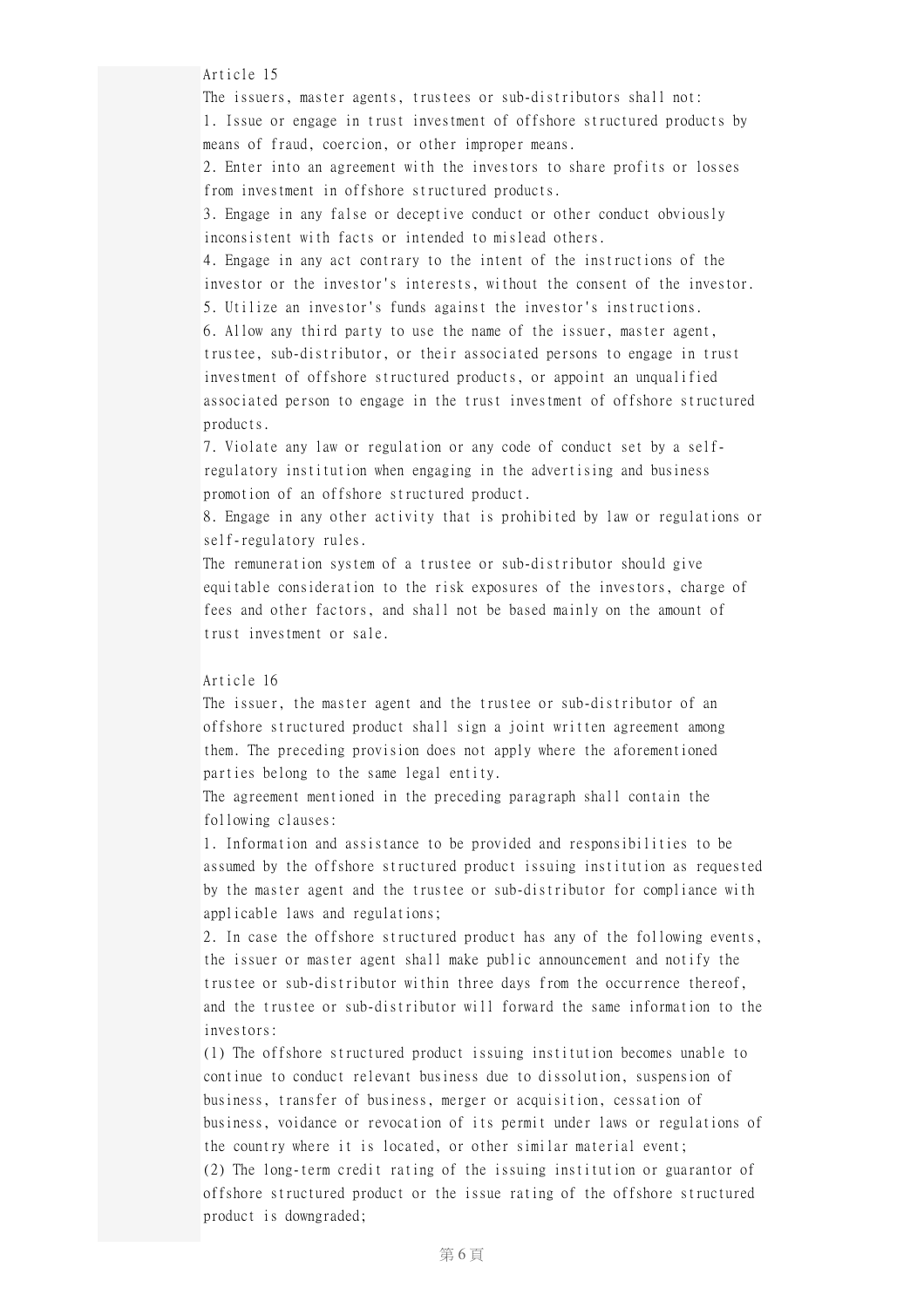Article 15

The issuers, master agents, trustees or sub-distributors shall not:

1. Issue or engage in trust investment of offshore structured products by means of fraud, coercion, or other improper means.
2. Enter into an agreement with the investors to share profits or losses from investment in offshore structured products.
3. Engage in any false or deceptive conduct or other conduct obviously inconsistent with facts or intended to mislead others.
4. Engage in any act contrary to the intent of the instructions of the investor or the investor's interests, without the consent of the investor.
5. Utilize an investor's funds against the investor's instructions.
6. Allow any third party to use the name of the issuer, master agent, trustee, sub-distributor, or their associated persons to engage in trust investment of offshore structured products, or appoint an unqualified associated person to engage in the trust investment of offshore structured products.
7. Violate any law or regulation or any code of conduct set by a self-regulatory institution when engaging in the advertising and business promotion of an offshore structured product.
8. Engage in any other activity that is prohibited by law or regulations or self-regulatory rules.

The remuneration system of a trustee or sub-distributor should give equitable consideration to the risk exposures of the investors, charge of fees and other factors, and shall not be based mainly on the amount of trust investment or sale.

Article 16

The issuer, the master agent and the trustee or sub-distributor of an offshore structured product shall sign a joint written agreement among them. The preceding provision does not apply where the aforementioned parties belong to the same legal entity.

The agreement mentioned in the preceding paragraph shall contain the following clauses:

1. Information and assistance to be provided and responsibilities to be assumed by the offshore structured product issuing institution as requested by the master agent and the trustee or sub-distributor for compliance with applicable laws and regulations;
2. In case the offshore structured product has any of the following events, the issuer or master agent shall make public announcement and notify the trustee or sub-distributor within three days from the occurrence thereof, and the trustee or sub-distributor will forward the same information to the investors:

(1) The offshore structured product issuing institution becomes unable to continue to conduct relevant business due to dissolution, suspension of business, transfer of business, merger or acquisition, cessation of business, voidance or revocation of its permit under laws or regulations of the country where it is located, or other similar material event;

(2) The long-term credit rating of the issuing institution or guarantor of offshore structured product or the issue rating of the offshore structured product is downgraded;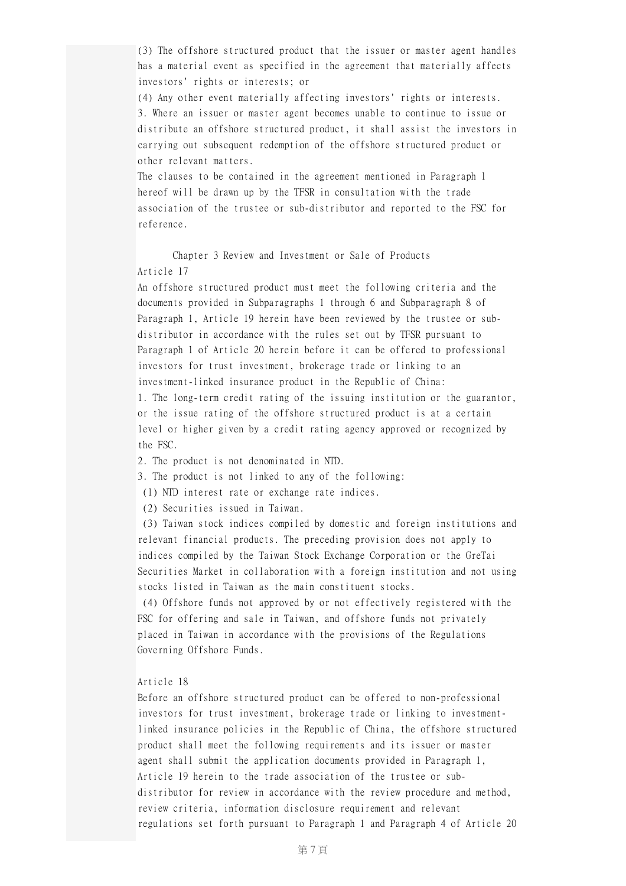(3) The offshore structured product that the issuer or master agent handles has a material event as specified in the agreement that materially affects investors' rights or interests; or

(4) Any other event materially affecting investors' rights or interests.

3. Where an issuer or master agent becomes unable to continue to issue or distribute an offshore structured product, it shall assist the investors in carrying out subsequent redemption of the offshore structured product or other relevant matters.

The clauses to be contained in the agreement mentioned in Paragraph 1 hereof will be drawn up by the TFSR in consultation with the trade association of the trustee or sub-distributor and reported to the FSC for reference.

## Chapter 3 Review and Investment or Sale of Products

Article 17

An offshore structured product must meet the following criteria and the documents provided in Subparagraphs 1 through 6 and Subparagraph 8 of Paragraph 1, Article 19 herein have been reviewed by the trustee or sub-distributor in accordance with the rules set out by TFSR pursuant to Paragraph 1 of Article 20 herein before it can be offered to professional investors for trust investment, brokerage trade or linking to an investment-linked insurance product in the Republic of China:

1. The long-term credit rating of the issuing institution or the guarantor, or the issue rating of the offshore structured product is at a certain level or higher given by a credit rating agency approved or recognized by the FSC.

2. The product is not denominated in NTD.

3. The product is not linked to any of the following:

(1) NTD interest rate or exchange rate indices.

(2) Securities issued in Taiwan.

(3) Taiwan stock indices compiled by domestic and foreign institutions and relevant financial products. The preceding provision does not apply to indices compiled by the Taiwan Stock Exchange Corporation or the GreTai Securities Market in collaboration with a foreign institution and not using stocks listed in Taiwan as the main constituent stocks.

(4) Offshore funds not approved by or not effectively registered with the FSC for offering and sale in Taiwan, and offshore funds not privately placed in Taiwan in accordance with the provisions of the Regulations Governing Offshore Funds.

Article 18

Before an offshore structured product can be offered to non-professional investors for trust investment, brokerage trade or linking to investment-linked insurance policies in the Republic of China, the offshore structured product shall meet the following requirements and its issuer or master agent shall submit the application documents provided in Paragraph 1, Article 19 herein to the trade association of the trustee or sub-distributor for review in accordance with the review procedure and method, review criteria, information disclosure requirement and relevant regulations set forth pursuant to Paragraph 1 and Paragraph 4 of Article 20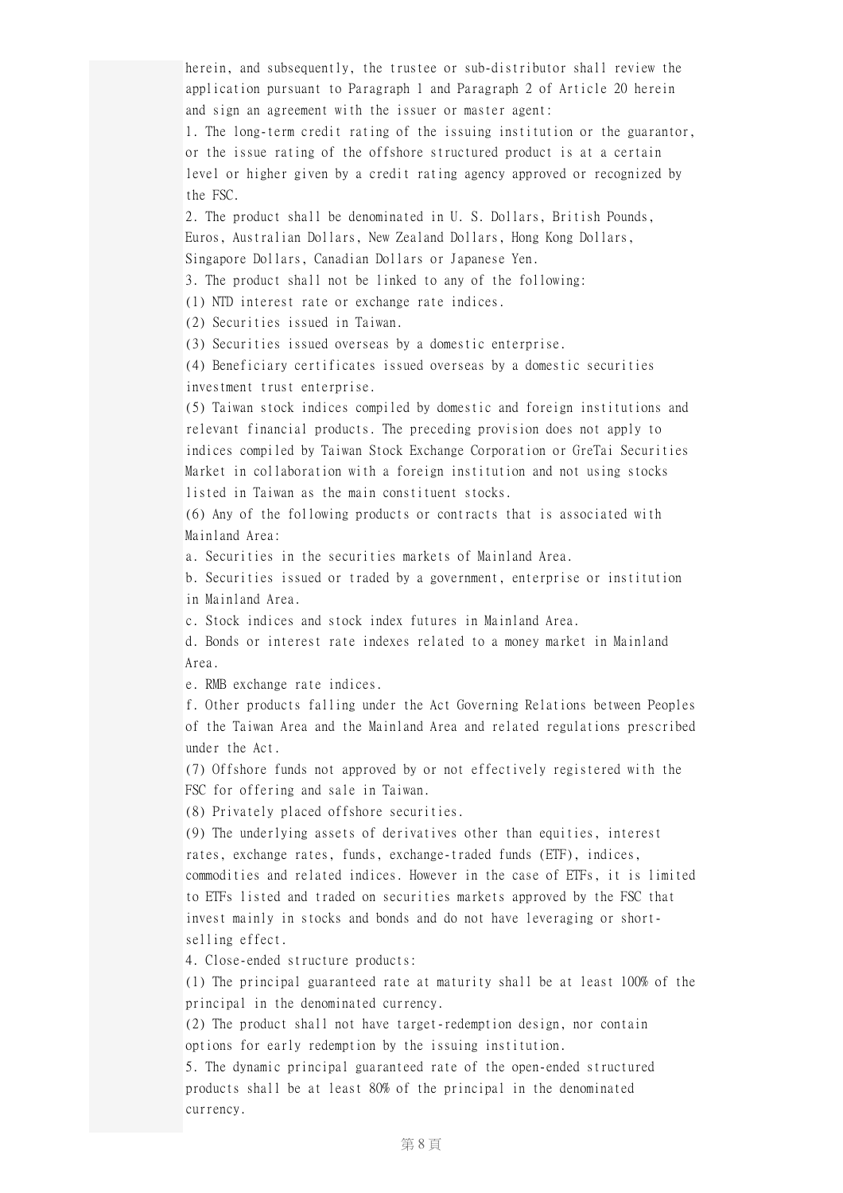herein, and subsequently, the trustee or sub-distributor shall review the application pursuant to Paragraph 1 and Paragraph 2 of Article 20 herein and sign an agreement with the issuer or master agent:

1. The long-term credit rating of the issuing institution or the guarantor, or the issue rating of the offshore structured product is at a certain level or higher given by a credit rating agency approved or recognized by the FSC.
2. The product shall be denominated in U. S. Dollars, British Pounds, Euros, Australian Dollars, New Zealand Dollars, Hong Kong Dollars, Singapore Dollars, Canadian Dollars or Japanese Yen.
3. The product shall not be linked to any of the following:
(1) NTD interest rate or exchange rate indices.
(2) Securities issued in Taiwan.
(3) Securities issued overseas by a domestic enterprise.
(4) Beneficiary certificates issued overseas by a domestic securities investment trust enterprise.
(5) Taiwan stock indices compiled by domestic and foreign institutions and relevant financial products. The preceding provision does not apply to indices compiled by Taiwan Stock Exchange Corporation or GreTai Securities Market in collaboration with a foreign institution and not using stocks listed in Taiwan as the main constituent stocks.
(6) Any of the following products or contracts that is associated with Mainland Area:
a. Securities in the securities markets of Mainland Area.
b. Securities issued or traded by a government, enterprise or institution in Mainland Area.
c. Stock indices and stock index futures in Mainland Area.
d. Bonds or interest rate indexes related to a money market in Mainland Area.
e. RMB exchange rate indices.
f. Other products falling under the Act Governing Relations between Peoples of the Taiwan Area and the Mainland Area and related regulations prescribed under the Act.
(7) Offshore funds not approved by or not effectively registered with the FSC for offering and sale in Taiwan.
(8) Privately placed offshore securities.
(9) The underlying assets of derivatives other than equities, interest rates, exchange rates, funds, exchange-traded funds (ETF), indices, commodities and related indices. However in the case of ETFs, it is limited to ETFs listed and traded on securities markets approved by the FSC that invest mainly in stocks and bonds and do not have leveraging or short-selling effect.
4. Close-ended structure products:
(1) The principal guaranteed rate at maturity shall be at least 100% of the principal in the denominated currency.
(2) The product shall not have target-redemption design, nor contain options for early redemption by the issuing institution.
5. The dynamic principal guaranteed rate of the open-ended structured products shall be at least 80% of the principal in the denominated currency.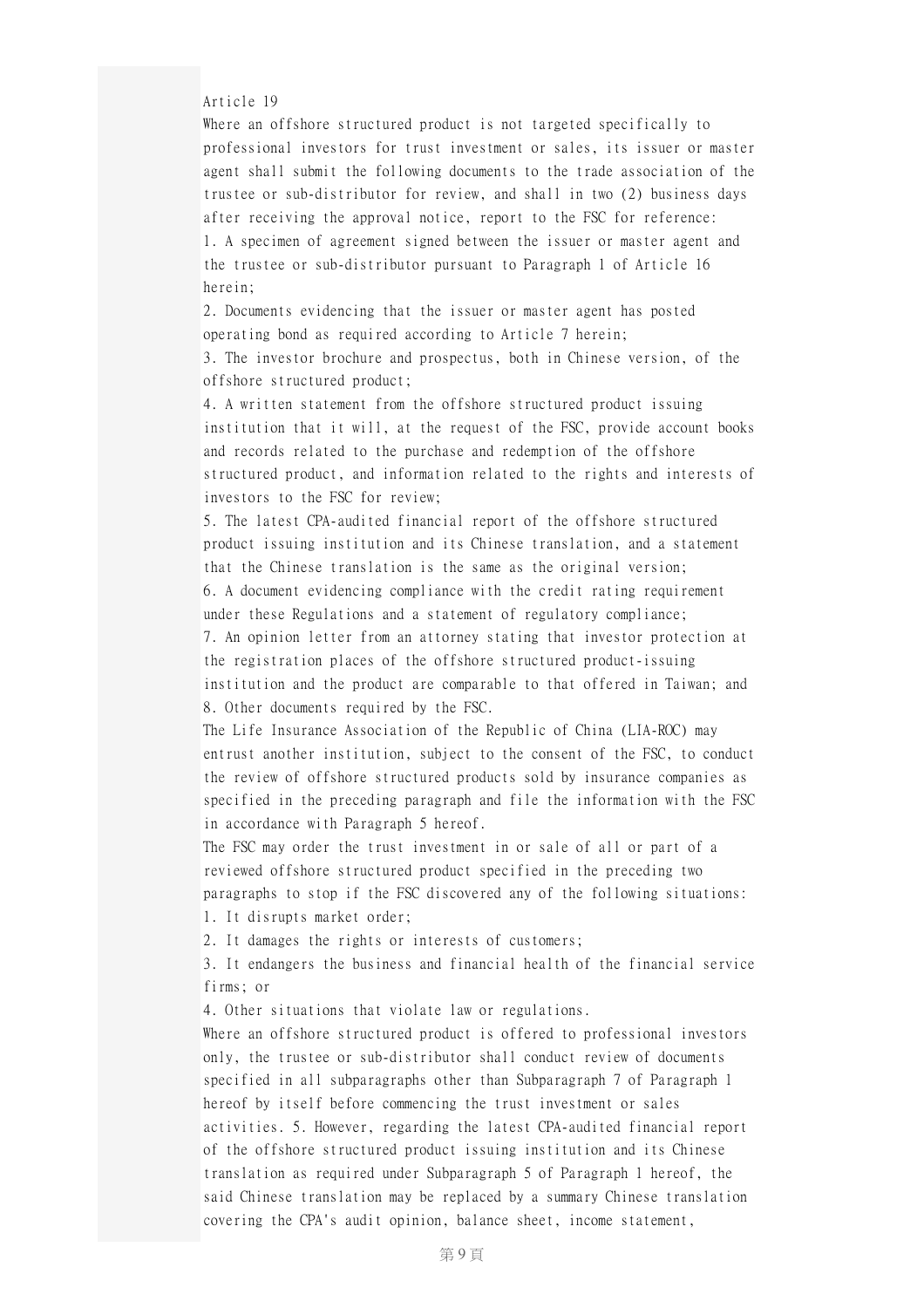Article 19

Where an offshore structured product is not targeted specifically to professional investors for trust investment or sales, its issuer or master agent shall submit the following documents to the trade association of the trustee or sub-distributor for review, and shall in two (2) business days after receiving the approval notice, report to the FSC for reference:

1. A specimen of agreement signed between the issuer or master agent and the trustee or sub-distributor pursuant to Paragraph 1 of Article 16 herein;
2. Documents evidencing that the issuer or master agent has posted operating bond as required according to Article 7 herein;
3. The investor brochure and prospectus, both in Chinese version, of the offshore structured product;
4. A written statement from the offshore structured product issuing institution that it will, at the request of the FSC, provide account books and records related to the purchase and redemption of the offshore structured product, and information related to the rights and interests of investors to the FSC for review;
5. The latest CPA-audited financial report of the offshore structured product issuing institution and its Chinese translation, and a statement that the Chinese translation is the same as the original version;
6. A document evidencing compliance with the credit rating requirement under these Regulations and a statement of regulatory compliance;
7. An opinion letter from an attorney stating that investor protection at the registration places of the offshore structured product-issuing institution and the product are comparable to that offered in Taiwan; and
8. Other documents required by the FSC.

The Life Insurance Association of the Republic of China (LIA-ROC) may entrust another institution, subject to the consent of the FSC, to conduct the review of offshore structured products sold by insurance companies as specified in the preceding paragraph and file the information with the FSC in accordance with Paragraph 5 hereof.

The FSC may order the trust investment in or sale of all or part of a reviewed offshore structured product specified in the preceding two paragraphs to stop if the FSC discovered any of the following situations:

1. It disrupts market order;
2. It damages the rights or interests of customers;
3. It endangers the business and financial health of the financial service firms; or
4. Other situations that violate law or regulations.

Where an offshore structured product is offered to professional investors only, the trustee or sub-distributor shall conduct review of documents specified in all subparagraphs other than Subparagraph 7 of Paragraph 1 hereof by itself before commencing the trust investment or sales activities. 5. However, regarding the latest CPA-audited financial report of the offshore structured product issuing institution and its Chinese translation as required under Subparagraph 5 of Paragraph 1 hereof, the said Chinese translation may be replaced by a summary Chinese translation covering the CPA's audit opinion, balance sheet, income statement,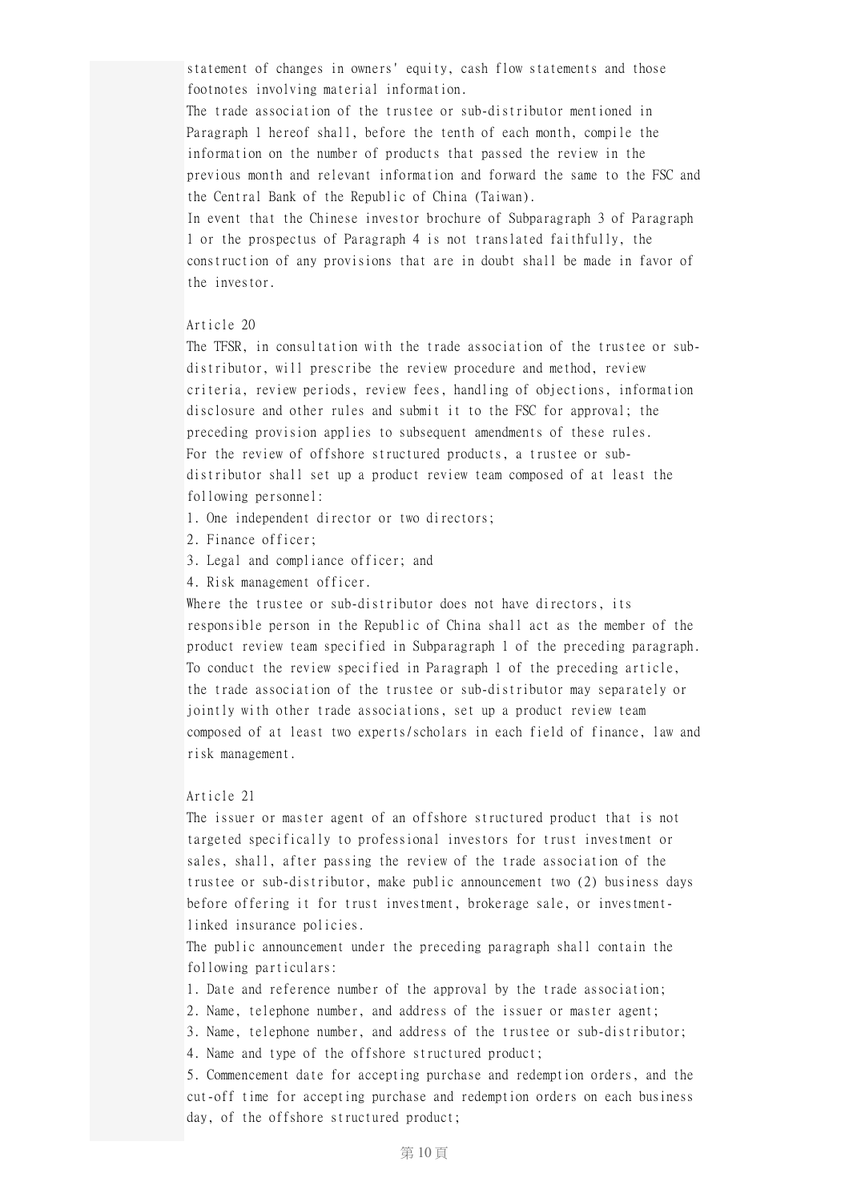statement of changes in owners' equity, cash flow statements and those footnotes involving material information.

The trade association of the trustee or sub-distributor mentioned in Paragraph 1 hereof shall, before the tenth of each month, compile the information on the number of products that passed the review in the previous month and relevant information and forward the same to the FSC and the Central Bank of the Republic of China (Taiwan).

In event that the Chinese investor brochure of Subparagraph 3 of Paragraph 1 or the prospectus of Paragraph 4 is not translated faithfully, the construction of any provisions that are in doubt shall be made in favor of the investor.

Article 20

The TFSR, in consultation with the trade association of the trustee or sub-distributor, will prescribe the review procedure and method, review criteria, review periods, review fees, handling of objections, information disclosure and other rules and submit it to the FSC for approval; the preceding provision applies to subsequent amendments of these rules.

For the review of offshore structured products, a trustee or sub-distributor shall set up a product review team composed of at least the following personnel:

1. One independent director or two directors;
2. Finance officer;
3. Legal and compliance officer; and
4. Risk management officer.

Where the trustee or sub-distributor does not have directors, its responsible person in the Republic of China shall act as the member of the product review team specified in Subparagraph 1 of the preceding paragraph.

To conduct the review specified in Paragraph 1 of the preceding article, the trade association of the trustee or sub-distributor may separately or jointly with other trade associations, set up a product review team composed of at least two experts/scholars in each field of finance, law and risk management.

Article 21

The issuer or master agent of an offshore structured product that is not targeted specifically to professional investors for trust investment or sales, shall, after passing the review of the trade association of the trustee or sub-distributor, make public announcement two (2) business days before offering it for trust investment, brokerage sale, or investment-linked insurance policies.

The public announcement under the preceding paragraph shall contain the following particulars:

1. Date and reference number of the approval by the trade association;
2. Name, telephone number, and address of the issuer or master agent;
3. Name, telephone number, and address of the trustee or sub-distributor;
4. Name and type of the offshore structured product;
5. Commencement date for accepting purchase and redemption orders, and the cut-off time for accepting purchase and redemption orders on each business day, of the offshore structured product;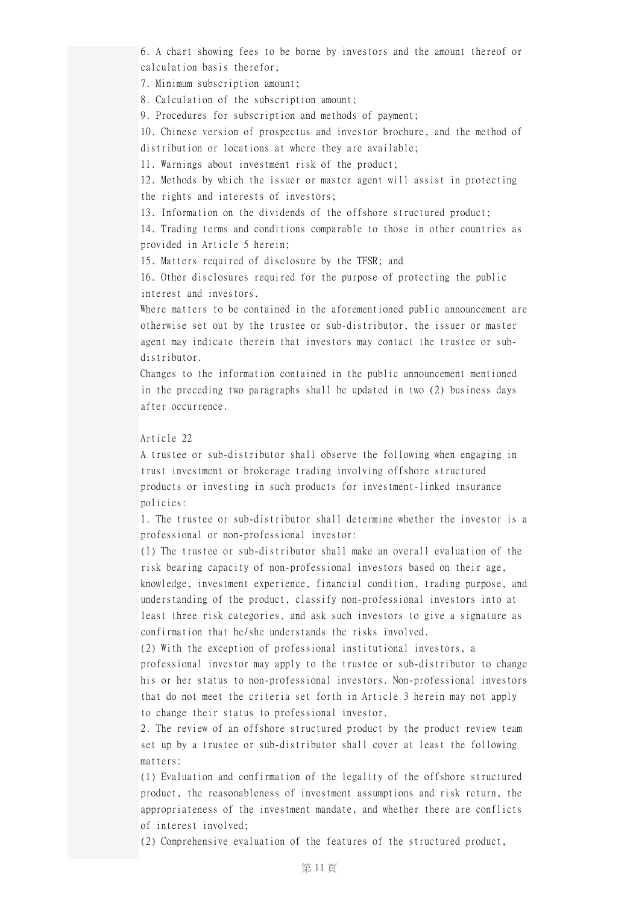6. A chart showing fees to be borne by investors and the amount thereof or calculation basis therefor;

7. Minimum subscription amount;

8. Calculation of the subscription amount;

9. Procedures for subscription and methods of payment;

10. Chinese version of prospectus and investor brochure, and the method of distribution or locations at where they are available;

11. Warnings about investment risk of the product;

12. Methods by which the issuer or master agent will assist in protecting the rights and interests of investors;

13. Information on the dividends of the offshore structured product;

14. Trading terms and conditions comparable to those in other countries as provided in Article 5 herein;

15. Matters required of disclosure by the TFSR; and

16. Other disclosures required for the purpose of protecting the public interest and investors.

Where matters to be contained in the aforementioned public announcement are otherwise set out by the trustee or sub-distributor, the issuer or master agent may indicate therein that investors may contact the trustee or sub-distributor.

Changes to the information contained in the public announcement mentioned in the preceding two paragraphs shall be updated in two (2) business days after occurrence.

Article 22

A trustee or sub-distributor shall observe the following when engaging in trust investment or brokerage trading involving offshore structured products or investing in such products for investment-linked insurance policies:

1. The trustee or sub-distributor shall determine whether the investor is a professional or non-professional investor:

(1) The trustee or sub-distributor shall make an overall evaluation of the risk bearing capacity of non-professional investors based on their age, knowledge, investment experience, financial condition, trading purpose, and understanding of the product, classify non-professional investors into at least three risk categories, and ask such investors to give a signature as confirmation that he/she understands the risks involved.

(2) With the exception of professional institutional investors, a professional investor may apply to the trustee or sub-distributor to change his or her status to non-professional investors. Non-professional investors that do not meet the criteria set forth in Article 3 herein may not apply to change their status to professional investor.

2. The review of an offshore structured product by the product review team set up by a trustee or sub-distributor shall cover at least the following matters:

(1) Evaluation and confirmation of the legality of the offshore structured product, the reasonableness of investment assumptions and risk return, the appropriateness of the investment mandate, and whether there are conflicts of interest involved;

(2) Comprehensive evaluation of the features of the structured product,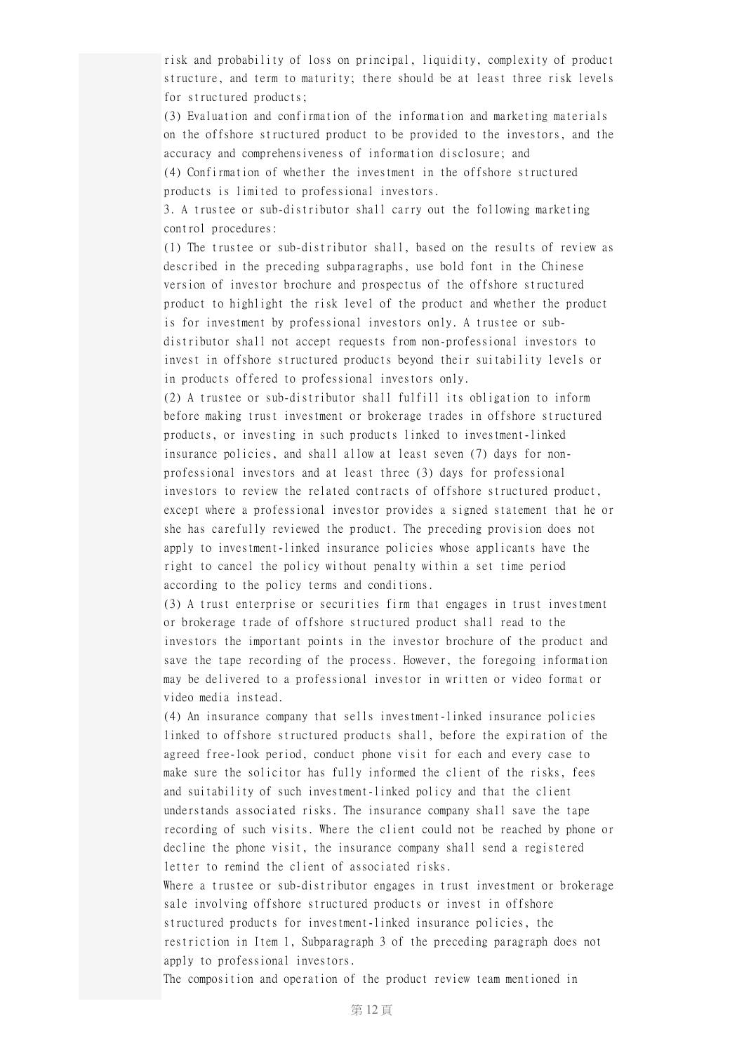risk and probability of loss on principal, liquidity, complexity of product structure, and term to maturity; there should be at least three risk levels for structured products;

(3) Evaluation and confirmation of the information and marketing materials on the offshore structured product to be provided to the investors, and the accuracy and comprehensiveness of information disclosure; and

(4) Confirmation of whether the investment in the offshore structured products is limited to professional investors.

3. A trustee or sub-distributor shall carry out the following marketing control procedures:

(1) The trustee or sub-distributor shall, based on the results of review as described in the preceding subparagraphs, use bold font in the Chinese version of investor brochure and prospectus of the offshore structured product to highlight the risk level of the product and whether the product is for investment by professional investors only. A trustee or sub-distributor shall not accept requests from non-professional investors to invest in offshore structured products beyond their suitability levels or in products offered to professional investors only.

(2) A trustee or sub-distributor shall fulfill its obligation to inform before making trust investment or brokerage trades in offshore structured products, or investing in such products linked to investment-linked insurance policies, and shall allow at least seven (7) days for non-professional investors and at least three (3) days for professional investors to review the related contracts of offshore structured product, except where a professional investor provides a signed statement that he or she has carefully reviewed the product. The preceding provision does not apply to investment-linked insurance policies whose applicants have the right to cancel the policy without penalty within a set time period according to the policy terms and conditions.

(3) A trust enterprise or securities firm that engages in trust investment or brokerage trade of offshore structured product shall read to the investors the important points in the investor brochure of the product and save the tape recording of the process. However, the foregoing information may be delivered to a professional investor in written or video format or video media instead.

(4) An insurance company that sells investment-linked insurance policies linked to offshore structured products shall, before the expiration of the agreed free-look period, conduct phone visit for each and every case to make sure the solicitor has fully informed the client of the risks, fees and suitability of such investment-linked policy and that the client understands associated risks. The insurance company shall save the tape recording of such visits. Where the client could not be reached by phone or decline the phone visit, the insurance company shall send a registered letter to remind the client of associated risks.

Where a trustee or sub-distributor engages in trust investment or brokerage sale involving offshore structured products or invest in offshore structured products for investment-linked insurance policies, the restriction in Item 1, Subparagraph 3 of the preceding paragraph does not apply to professional investors.

The composition and operation of the product review team mentioned in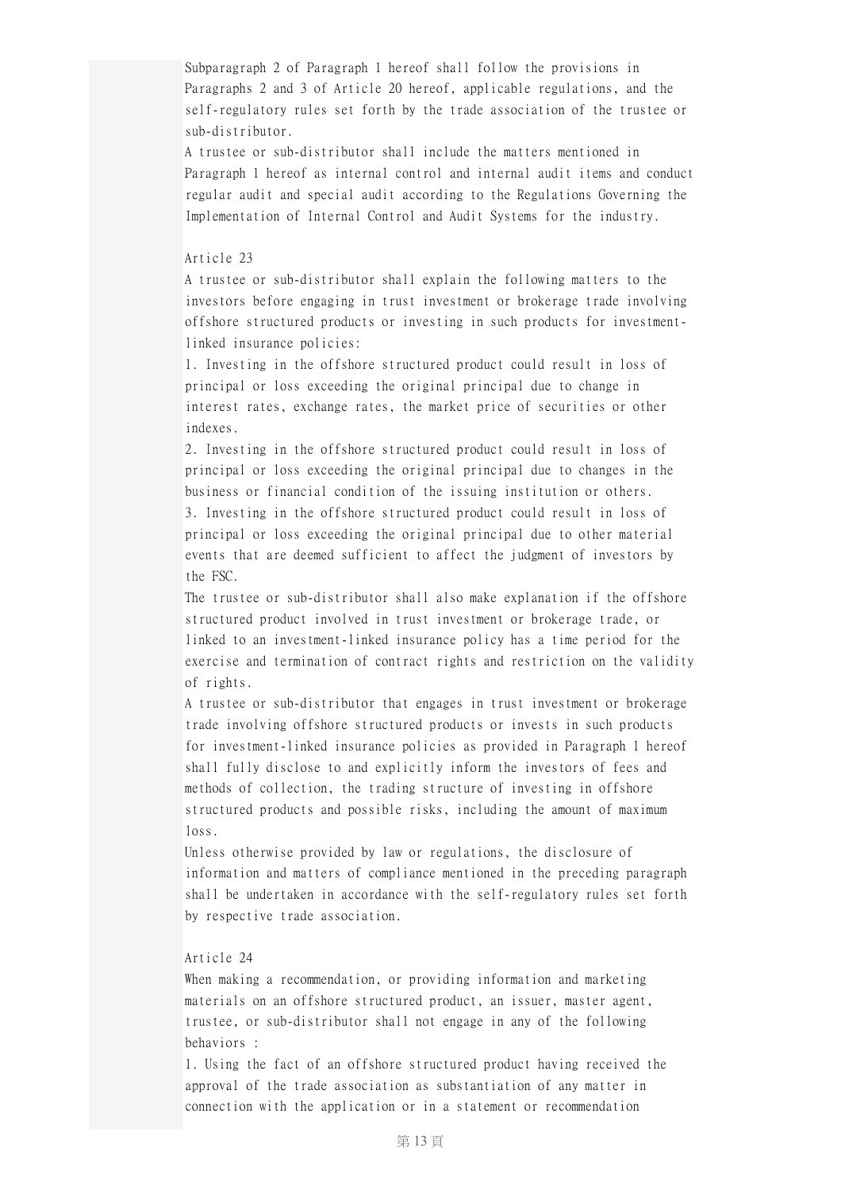Subparagraph 2 of Paragraph 1 hereof shall follow the provisions in Paragraphs 2 and 3 of Article 20 hereof, applicable regulations, and the self-regulatory rules set forth by the trade association of the trustee or sub-distributor.

A trustee or sub-distributor shall include the matters mentioned in Paragraph 1 hereof as internal control and internal audit items and conduct regular audit and special audit according to the Regulations Governing the Implementation of Internal Control and Audit Systems for the industry.

Article 23

A trustee or sub-distributor shall explain the following matters to the investors before engaging in trust investment or brokerage trade involving offshore structured products or investing in such products for investment-linked insurance policies:

1. Investing in the offshore structured product could result in loss of principal or loss exceeding the original principal due to change in interest rates, exchange rates, the market price of securities or other indexes.
2. Investing in the offshore structured product could result in loss of principal or loss exceeding the original principal due to changes in the business or financial condition of the issuing institution or others.
3. Investing in the offshore structured product could result in loss of principal or loss exceeding the original principal due to other material events that are deemed sufficient to affect the judgment of investors by the FSC.

The trustee or sub-distributor shall also make explanation if the offshore structured product involved in trust investment or brokerage trade, or linked to an investment-linked insurance policy has a time period for the exercise and termination of contract rights and restriction on the validity of rights.

A trustee or sub-distributor that engages in trust investment or brokerage trade involving offshore structured products or invests in such products for investment-linked insurance policies as provided in Paragraph 1 hereof shall fully disclose to and explicitly inform the investors of fees and methods of collection, the trading structure of investing in offshore structured products and possible risks, including the amount of maximum loss.

Unless otherwise provided by law or regulations, the disclosure of information and matters of compliance mentioned in the preceding paragraph shall be undertaken in accordance with the self-regulatory rules set forth by respective trade association.

Article 24

When making a recommendation, or providing information and marketing materials on an offshore structured product, an issuer, master agent, trustee, or sub-distributor shall not engage in any of the following behaviors :

1. Using the fact of an offshore structured product having received the approval of the trade association as substantiation of any matter in connection with the application or in a statement or recommendation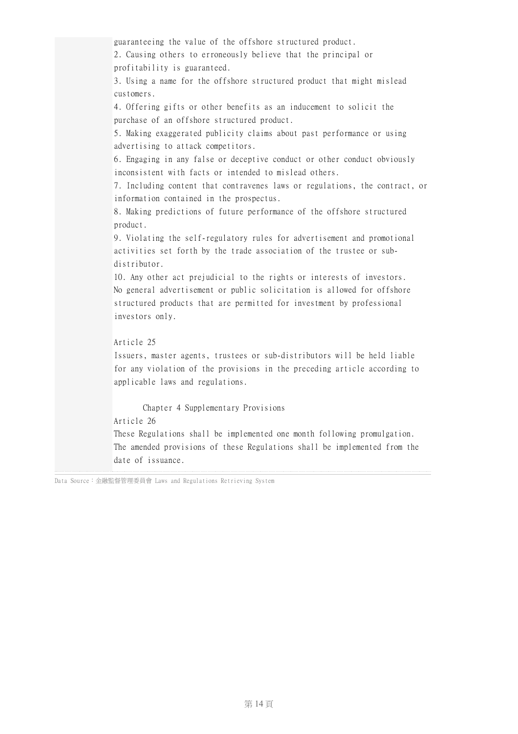guaranteeing the value of the offshore structured product.

2. Causing others to erroneously believe that the principal or profitability is guaranteed.

3. Using a name for the offshore structured product that might mislead customers.

4. Offering gifts or other benefits as an inducement to solicit the purchase of an offshore structured product.

5. Making exaggerated publicity claims about past performance or using advertising to attack competitors.

6. Engaging in any false or deceptive conduct or other conduct obviously inconsistent with facts or intended to mislead others.

7. Including content that contravenes laws or regulations, the contract, or information contained in the prospectus.

8. Making predictions of future performance of the offshore structured product.

9. Violating the self-regulatory rules for advertisement and promotional activities set forth by the trade association of the trustee or sub-distributor.

10. Any other act prejudicial to the rights or interests of investors.

No general advertisement or public solicitation is allowed for offshore structured products that are permitted for investment by professional investors only.

Article 25

Issuers, master agents, trustees or sub-distributors will be held liable for any violation of the provisions in the preceding article according to applicable laws and regulations.

## Chapter 4 Supplementary Provisions

Article 26

These Regulations shall be implemented one month following promulgation. The amended provisions of these Regulations shall be implemented from the date of issuance.

Data Source：金融監督管理委員會 Laws and Regulations Retrieving System